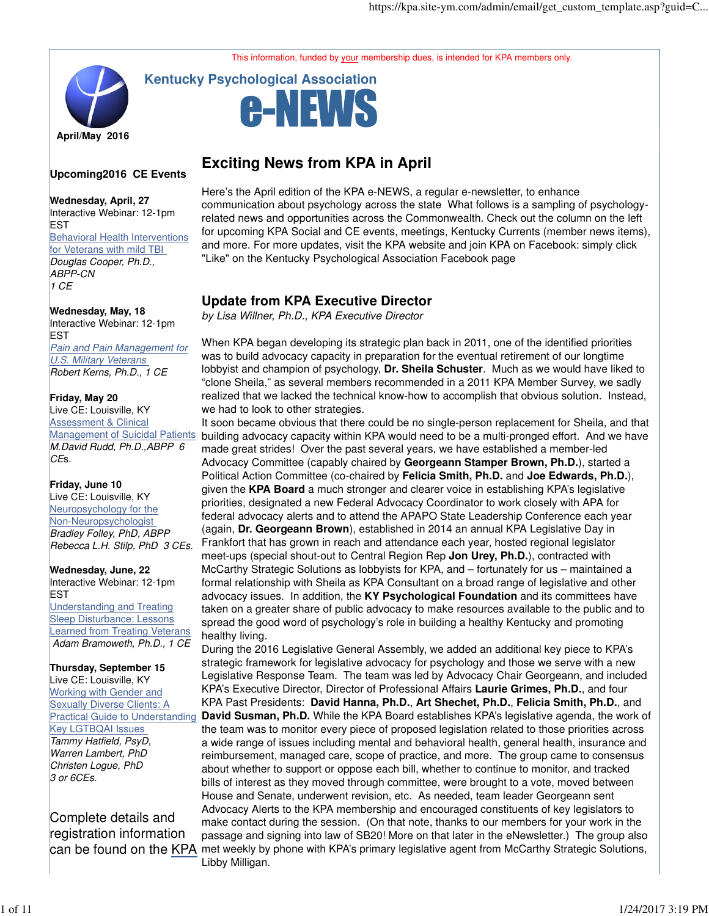This information, funded by your membership dues, is intended for KPA members only.

**April/May 2016**

# Kentucky Psychological Association e-NEWS

## Upcoming2016 CE Events

**Wednesday, April, 27**
Interactive Webinar: 12-1pm EST
Behavioral Health Interventions for Veterans with mild TBI
*Douglas Cooper, Ph.D., ABPP-CN*
*1 CE*

**Wednesday, May, 18**
Interactive Webinar: 12-1pm EST
*Pain and Pain Management for U.S. Military Veterans*
*Robert Kerns, Ph.D., 1 CE*

**Friday, May 20**
Live CE: Louisville, KY
Assessment & Clinical Management of Suicidal Patients
*M.David Rudd, Ph.D.,ABPP 6 CEs.*

**Friday, June 10**
Live CE: Louisville, KY
Neuropsychology for the Non-Neuropsychologist
*Bradley Folley, PhD, ABPP*
*Rebecca L.H. Stilp, PhD 3 CEs.*

**Wednesday, June, 22**
Interactive Webinar: 12-1pm EST
Understanding and Treating Sleep Disturbance: Lessons Learned from Treating Veterans
*Adam Bramoweth, Ph.D., 1 CE*

**Thursday, September 15**
Live CE: Louisville, KY
Working with Gender and Sexually Diverse Clients: A Practical Guide to Understanding Key LGTBQAI Issues
*Tammy Hatfield, PsyD,*
*Warren Lambert, PhD*
*Christen Logue, PhD*
*3 or 6CEs.*

Complete details and registration information can be found on the KPA

## Exciting News from KPA in April

Here's the April edition of the KPA e-NEWS, a regular e-newsletter, to enhance communication about psychology across the state What follows is a sampling of psychology-related news and opportunities across the Commonwealth. Check out the column on the left for upcoming KPA Social and CE events, meetings, Kentucky Currents (member news items), and more. For more updates, visit the KPA website and join KPA on Facebook: simply click "Like" on the Kentucky Psychological Association Facebook page

## Update from KPA Executive Director

*by Lisa Willner, Ph.D., KPA Executive Director*

When KPA began developing its strategic plan back in 2011, one of the identified priorities was to build advocacy capacity in preparation for the eventual retirement of our longtime lobbyist and champion of psychology, **Dr. Sheila Schuster**. Much as we would have liked to "clone Sheila," as several members recommended in a 2011 KPA Member Survey, we sadly realized that we lacked the technical know-how to accomplish that obvious solution. Instead, we had to look to other strategies.

It soon became obvious that there could be no single-person replacement for Sheila, and that building advocacy capacity within KPA would need to be a multi-pronged effort. And we have made great strides! Over the past several years, we have established a member-led Advocacy Committee (capably chaired by **Georgeann Stamper Brown, Ph.D.**), started a Political Action Committee (co-chaired by **Felicia Smith, Ph.D.** and **Joe Edwards, Ph.D.**), given the **KPA Board** a much stronger and clearer voice in establishing KPA's legislative priorities, designated a new Federal Advocacy Coordinator to work closely with APA for federal advocacy alerts and to attend the APAPO State Leadership Conference each year (again, **Dr. Georgeann Brown**), established in 2014 an annual KPA Legislative Day in Frankfort that has grown in reach and attendance each year, hosted regional legislator meet-ups (special shout-out to Central Region Rep **Jon Urey, Ph.D.**), contracted with McCarthy Strategic Solutions as lobbyists for KPA, and – fortunately for us – maintained a formal relationship with Sheila as KPA Consultant on a broad range of legislative and other advocacy issues. In addition, the **KY Psychological Foundation** and its committees have taken on a greater share of public advocacy to make resources available to the public and to spread the good word of psychology's role in building a healthy Kentucky and promoting healthy living.

During the 2016 Legislative General Assembly, we added an additional key piece to KPA's strategic framework for legislative advocacy for psychology and those we serve with a new Legislative Response Team. The team was led by Advocacy Chair Georgeann, and included KPA's Executive Director, Director of Professional Affairs **Laurie Grimes, Ph.D.**, and four KPA Past Presidents: **David Hanna, Ph.D.**, **Art Shechet, Ph.D.**, **Felicia Smith, Ph.D.**, and **David Susman, Ph.D.** While the KPA Board establishes KPA's legislative agenda, the work of the team was to monitor every piece of proposed legislation related to those priorities across a wide range of issues including mental and behavioral health, general health, insurance and reimbursement, managed care, scope of practice, and more. The group came to consensus about whether to support or oppose each bill, whether to continue to monitor, and tracked bills of interest as they moved through committee, were brought to a vote, moved between House and Senate, underwent revision, etc. As needed, team leader Georgeann sent Advocacy Alerts to the KPA membership and encouraged constituents of key legislators to make contact during the session. (On that note, thanks to our members for your work in the passage and signing into law of SB20! More on that later in the eNewsletter.) The group also met weekly by phone with KPA's primary legislative agent from McCarthy Strategic Solutions, Libby Milligan.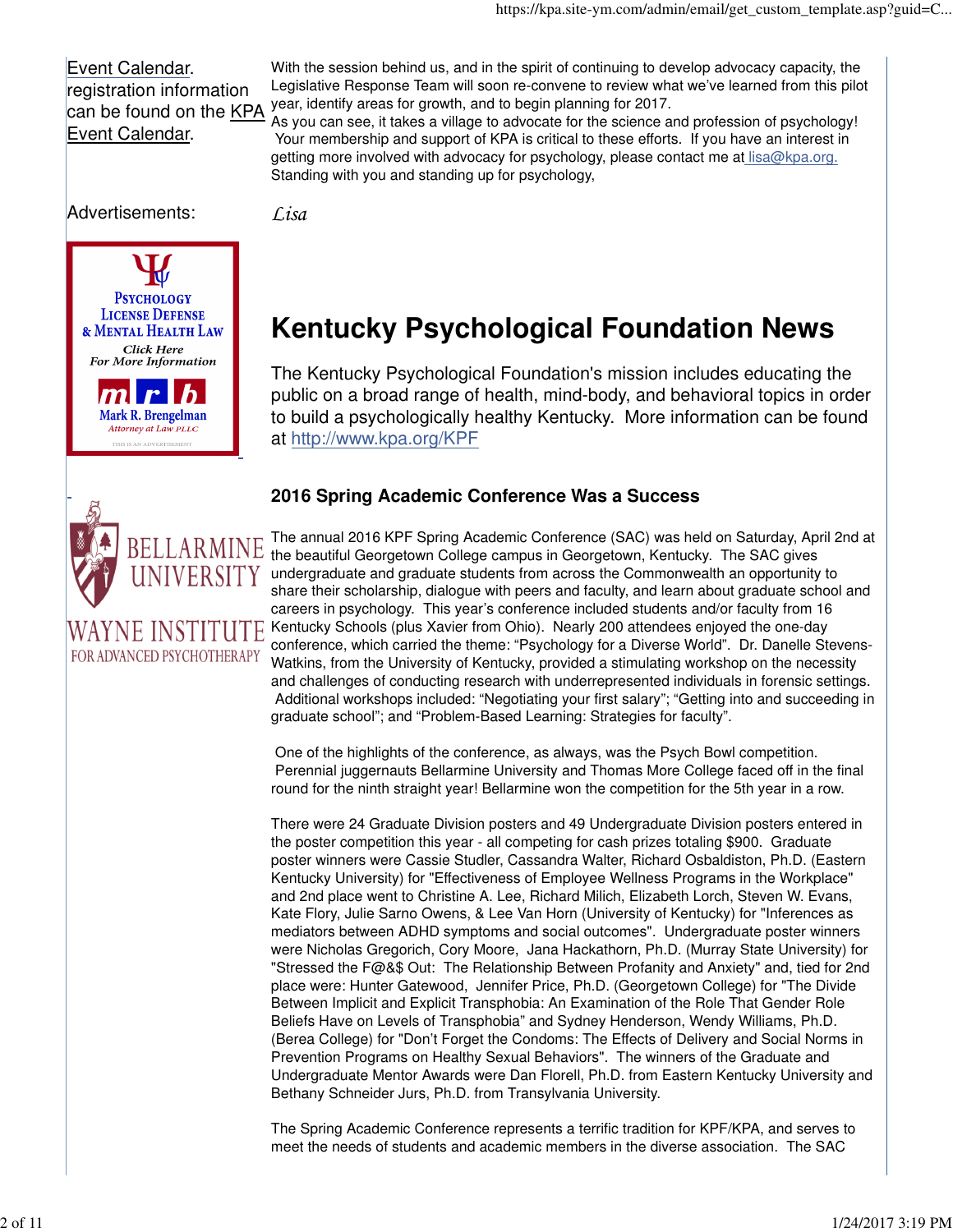Event Calendar. registration information can be found on the KPA Event Calendar.

Advertisements:

Psychology License Defense & Mental Health Law

Click Here For More Information

Mark R. Brengelman Attorney at Law PLLC

THIS IS AN ADVERTISEMENT

BELLARMINE UNIVERSITY

WAYNE INSTITUTE FOR ADVANCED PSYCHOTHERAPY

With the session behind us, and in the spirit of continuing to develop advocacy capacity, the Legislative Response Team will soon re-convene to review what we've learned from this pilot year, identify areas for growth, and to begin planning for 2017.

As you can see, it takes a village to advocate for the science and profession of psychology! Your membership and support of KPA is critical to these efforts. If you have an interest in getting more involved with advocacy for psychology, please contact me at lisa@kpa.org.

Standing with you and standing up for psychology,

*Lisa*

# Kentucky Psychological Foundation News

The Kentucky Psychological Foundation's mission includes educating the public on a broad range of health, mind-body, and behavioral topics in order to build a psychologically healthy Kentucky. More information can be found at http://www.kpa.org/KPF

### 2016 Spring Academic Conference Was a Success

The annual 2016 KPF Spring Academic Conference (SAC) was held on Saturday, April 2nd at the beautiful Georgetown College campus in Georgetown, Kentucky. The SAC gives undergraduate and graduate students from across the Commonwealth an opportunity to share their scholarship, dialogue with peers and faculty, and learn about graduate school and careers in psychology. This year's conference included students and/or faculty from 16 Kentucky Schools (plus Xavier from Ohio). Nearly 200 attendees enjoyed the one-day conference, which carried the theme: "Psychology for a Diverse World". Dr. Danelle Stevens-Watkins, from the University of Kentucky, provided a stimulating workshop on the necessity and challenges of conducting research with underrepresented individuals in forensic settings. Additional workshops included: "Negotiating your first salary"; "Getting into and succeeding in graduate school"; and "Problem-Based Learning: Strategies for faculty".

One of the highlights of the conference, as always, was the Psych Bowl competition. Perennial juggernauts Bellarmine University and Thomas More College faced off in the final round for the ninth straight year! Bellarmine won the competition for the 5th year in a row.

There were 24 Graduate Division posters and 49 Undergraduate Division posters entered in the poster competition this year - all competing for cash prizes totaling $900. Graduate poster winners were Cassie Studler, Cassandra Walter, Richard Osbaldiston, Ph.D. (Eastern Kentucky University) for "Effectiveness of Employee Wellness Programs in the Workplace" and 2nd place went to Christine A. Lee, Richard Milich, Elizabeth Lorch, Steven W. Evans, Kate Flory, Julie Sarno Owens, & Lee Van Horn (University of Kentucky) for "Inferences as mediators between ADHD symptoms and social outcomes". Undergraduate poster winners were Nicholas Gregorich, Cory Moore, Jana Hackathorn, Ph.D. (Murray State University) for "Stressed the F@&$ Out: The Relationship Between Profanity and Anxiety" and, tied for 2nd place were: Hunter Gatewood, Jennifer Price, Ph.D. (Georgetown College) for "The Divide Between Implicit and Explicit Transphobia: An Examination of the Role That Gender Role Beliefs Have on Levels of Transphobia" and Sydney Henderson, Wendy Williams, Ph.D. (Berea College) for "Don't Forget the Condoms: The Effects of Delivery and Social Norms in Prevention Programs on Healthy Sexual Behaviors". The winners of the Graduate and Undergraduate Mentor Awards were Dan Florell, Ph.D. from Eastern Kentucky University and Bethany Schneider Jurs, Ph.D. from Transylvania University.

The Spring Academic Conference represents a terrific tradition for KPF/KPA, and serves to meet the needs of students and academic members in the diverse association. The SAC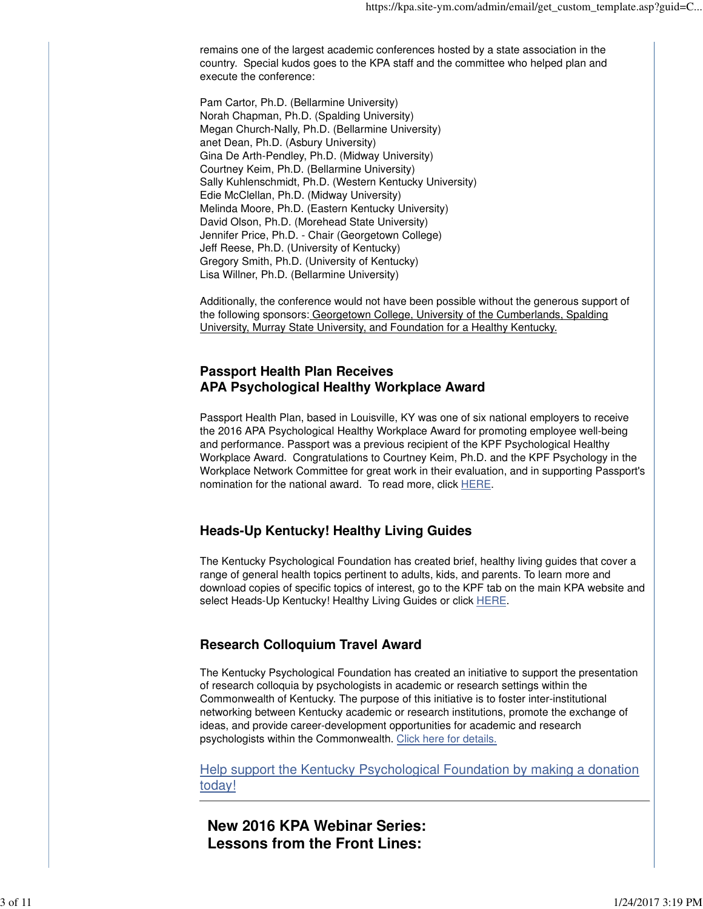remains one of the largest academic conferences hosted by a state association in the country. Special kudos goes to the KPA staff and the committee who helped plan and execute the conference:

Pam Cartor, Ph.D. (Bellarmine University)
Norah Chapman, Ph.D. (Spalding University)
Megan Church-Nally, Ph.D. (Bellarmine University)
anet Dean, Ph.D. (Asbury University)
Gina De Arth-Pendley, Ph.D. (Midway University)
Courtney Keim, Ph.D. (Bellarmine University)
Sally Kuhlenschmidt, Ph.D. (Western Kentucky University)
Edie McClellan, Ph.D. (Midway University)
Melinda Moore, Ph.D. (Eastern Kentucky University)
David Olson, Ph.D. (Morehead State University)
Jennifer Price, Ph.D. - Chair (Georgetown College)
Jeff Reese, Ph.D. (University of Kentucky)
Gregory Smith, Ph.D. (University of Kentucky)
Lisa Willner, Ph.D. (Bellarmine University)

Additionally, the conference would not have been possible without the generous support of the following sponsors: Georgetown College, University of the Cumberlands, Spalding University, Murray State University, and Foundation for a Healthy Kentucky.

### Passport Health Plan Receives APA Psychological Healthy Workplace Award

Passport Health Plan, based in Louisville, KY was one of six national employers to receive the 2016 APA Psychological Healthy Workplace Award for promoting employee well-being and performance. Passport was a previous recipient of the KPF Psychological Healthy Workplace Award. Congratulations to Courtney Keim, Ph.D. and the KPF Psychology in the Workplace Network Committee for great work in their evaluation, and in supporting Passport's nomination for the national award. To read more, click HERE.

### Heads-Up Kentucky! Healthy Living Guides

The Kentucky Psychological Foundation has created brief, healthy living guides that cover a range of general health topics pertinent to adults, kids, and parents. To learn more and download copies of specific topics of interest, go to the KPF tab on the main KPA website and select Heads-Up Kentucky! Healthy Living Guides or click HERE.

### Research Colloquium Travel Award

The Kentucky Psychological Foundation has created an initiative to support the presentation of research colloquia by psychologists in academic or research settings within the Commonwealth of Kentucky. The purpose of this initiative is to foster inter-institutional networking between Kentucky academic or research institutions, promote the exchange of ideas, and provide career-development opportunities for academic and research psychologists within the Commonwealth. Click here for details.

Help support the Kentucky Psychological Foundation by making a donation today!

---

## New 2016 KPA Webinar Series: Lessons from the Front Lines: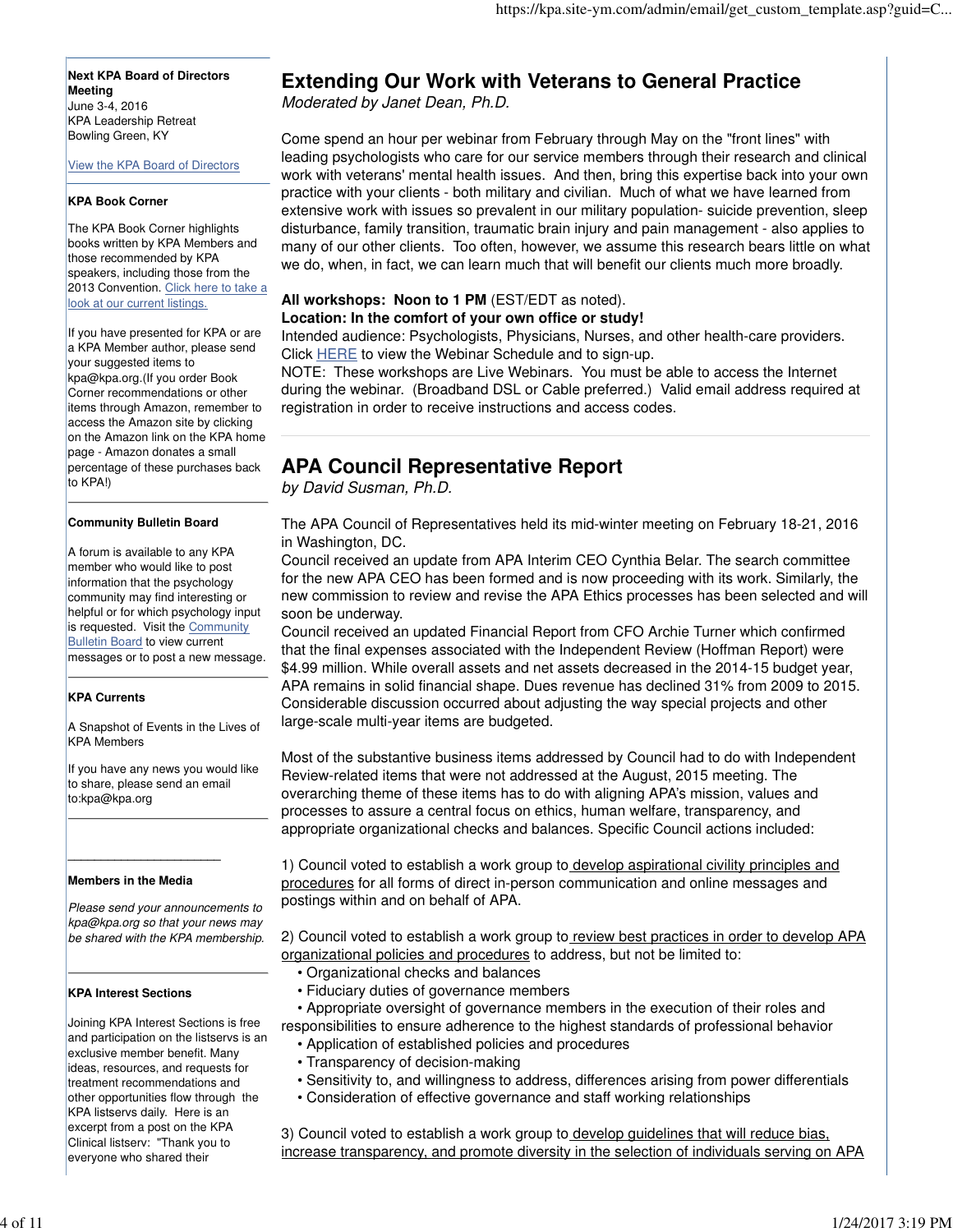**Next KPA Board of Directors Meeting**
June 3-4, 2016
KPA Leadership Retreat
Bowling Green, KY

View the KPA Board of Directors

**KPA Book Corner**

The KPA Book Corner highlights books written by KPA Members and those recommended by KPA speakers, including those from the 2013 Convention. Click here to take a look at our current listings.

If you have presented for KPA or are a KPA Member author, please send your suggested items to kpa@kpa.org.(If you order Book Corner recommendations or other items through Amazon, remember to access the Amazon site by clicking on the Amazon link on the KPA home page - Amazon donates a small percentage of these purchases back to KPA!)

**Community Bulletin Board**

A forum is available to any KPA member who would like to post information that the psychology community may find interesting or helpful or for which psychology input is requested. Visit the Community Bulletin Board to view current messages or to post a new message.

**KPA Currents**

A Snapshot of Events in the Lives of KPA Members

If you have any news you would like to share, please send an email to:kpa@kpa.org

**Members in the Media**

*Please send your announcements to kpa@kpa.org so that your news may be shared with the KPA membership.*

**KPA Interest Sections**

Joining KPA Interest Sections is free and participation on the listservs is an exclusive member benefit. Many ideas, resources, and requests for treatment recommendations and other opportunities flow through the KPA listservs daily. Here is an excerpt from a post on the KPA Clinical listserv: "Thank you to everyone who shared their

## Extending Our Work with Veterans to General Practice

*Moderated by Janet Dean, Ph.D.*

Come spend an hour per webinar from February through May on the "front lines" with leading psychologists who care for our service members through their research and clinical work with veterans' mental health issues. And then, bring this expertise back into your own practice with your clients - both military and civilian. Much of what we have learned from extensive work with issues so prevalent in our military population- suicide prevention, sleep disturbance, family transition, traumatic brain injury and pain management - also applies to many of our other clients. Too often, however, we assume this research bears little on what we do, when, in fact, we can learn much that will benefit our clients much more broadly.

**All workshops: Noon to 1 PM** (EST/EDT as noted).
**Location: In the comfort of your own office or study!**
Intended audience: Psychologists, Physicians, Nurses, and other health-care providers.
Click HERE to view the Webinar Schedule and to sign-up.
NOTE: These workshops are Live Webinars. You must be able to access the Internet during the webinar. (Broadband DSL or Cable preferred.) Valid email address required at registration in order to receive instructions and access codes.

## APA Council Representative Report

*by David Susman, Ph.D.*

The APA Council of Representatives held its mid-winter meeting on February 18-21, 2016 in Washington, DC.
Council received an update from APA Interim CEO Cynthia Belar. The search committee for the new APA CEO has been formed and is now proceeding with its work. Similarly, the new commission to review and revise the APA Ethics processes has been selected and will soon be underway.
Council received an updated Financial Report from CFO Archie Turner which confirmed that the final expenses associated with the Independent Review (Hoffman Report) were $4.99 million. While overall assets and net assets decreased in the 2014-15 budget year, APA remains in solid financial shape. Dues revenue has declined 31% from 2009 to 2015. Considerable discussion occurred about adjusting the way special projects and other large-scale multi-year items are budgeted.

Most of the substantive business items addressed by Council had to do with Independent Review-related items that were not addressed at the August, 2015 meeting. The overarching theme of these items has to do with aligning APA's mission, values and processes to assure a central focus on ethics, human welfare, transparency, and appropriate organizational checks and balances. Specific Council actions included:

1) Council voted to establish a work group to develop aspirational civility principles and procedures for all forms of direct in-person communication and online messages and postings within and on behalf of APA.

2) Council voted to establish a work group to review best practices in order to develop APA organizational policies and procedures to address, but not be limited to:

- Organizational checks and balances
- Fiduciary duties of governance members
- Appropriate oversight of governance members in the execution of their roles and responsibilities to ensure adherence to the highest standards of professional behavior
- Application of established policies and procedures
- Transparency of decision-making
- Sensitivity to, and willingness to address, differences arising from power differentials
- Consideration of effective governance and staff working relationships

3) Council voted to establish a work group to develop guidelines that will reduce bias, increase transparency, and promote diversity in the selection of individuals serving on APA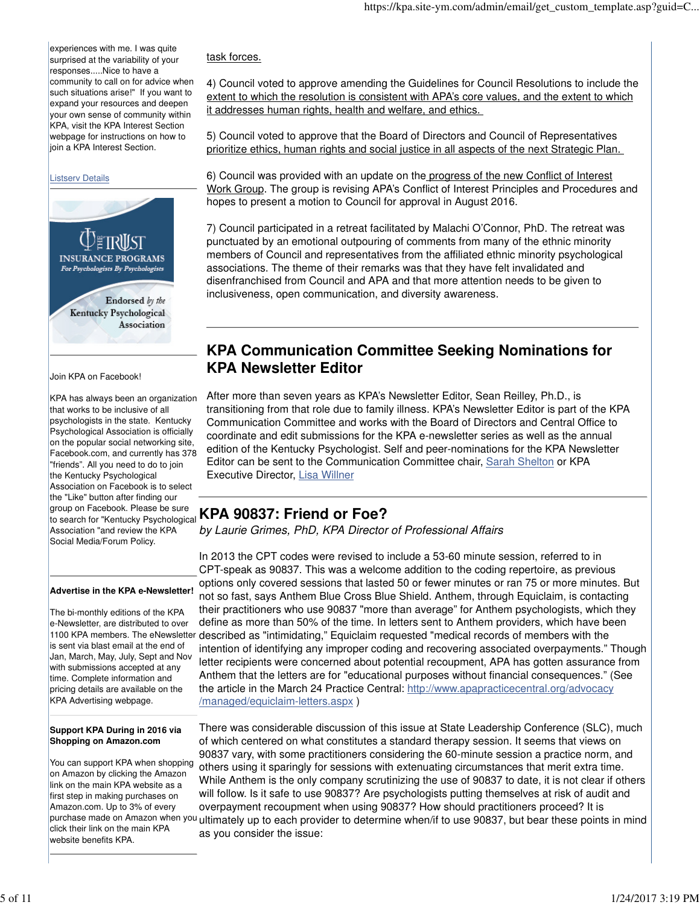experiences with me. I was quite surprised at the variability of your responses.....Nice to have a community to call on for advice when such situations arise!" If you want to expand your resources and deepen your own sense of community within KPA, visit the KPA Interest Section webpage for instructions on how to join a KPA Interest Section.

Listserv Details

THE TRUST INSURANCE PROGRAMS
*For Psychologists By Psychologists*

Endorsed *by the* Kentucky Psychological Association

Join KPA on Facebook!

KPA has always been an organization that works to be inclusive of all psychologists in the state. Kentucky Psychological Association is officially on the popular social networking site, Facebook.com, and currently has 378 "friends". All you need to do to join the Kentucky Psychological Association on Facebook is to select the "Like" button after finding our group on Facebook. Please be sure to search for "Kentucky Psychological Association "and review the KPA Social Media/Forum Policy.

**Advertise in the KPA e-Newsletter!**

The bi-monthly editions of the KPA e-Newsletter, are distributed to over 1100 KPA members. The eNewsletter is sent via blast email at the end of Jan, March, May, July, Sept and Nov with submissions accepted at any time. Complete information and pricing details are available on the KPA Advertising webpage.

**Support KPA During in 2016 via Shopping on Amazon.com**

You can support KPA when shopping on Amazon by clicking the Amazon link on the main KPA website as a first step in making purchases on Amazon.com. Up to 3% of every purchase made on Amazon when you click their link on the main KPA website benefits KPA.

task forces.

4) Council voted to approve amending the Guidelines for Council Resolutions to include the extent to which the resolution is consistent with APA's core values, and the extent to which it addresses human rights, health and welfare, and ethics.

5) Council voted to approve that the Board of Directors and Council of Representatives prioritize ethics, human rights and social justice in all aspects of the next Strategic Plan.

6) Council was provided with an update on the progress of the new Conflict of Interest Work Group. The group is revising APA's Conflict of Interest Principles and Procedures and hopes to present a motion to Council for approval in August 2016.

7) Council participated in a retreat facilitated by Malachi O'Connor, PhD. The retreat was punctuated by an emotional outpouring of comments from many of the ethnic minority members of Council and representatives from the affiliated ethnic minority psychological associations. The theme of their remarks was that they have felt invalidated and disenfranchised from Council and APA and that more attention needs to be given to inclusiveness, open communication, and diversity awareness.

## KPA Communication Committee Seeking Nominations for KPA Newsletter Editor

After more than seven years as KPA's Newsletter Editor, Sean Reilley, Ph.D., is transitioning from that role due to family illness. KPA's Newsletter Editor is part of the KPA Communication Committee and works with the Board of Directors and Central Office to coordinate and edit submissions for the KPA e-newsletter series as well as the annual edition of the Kentucky Psychologist. Self and peer-nominations for the KPA Newsletter Editor can be sent to the Communication Committee chair, Sarah Shelton or KPA Executive Director, Lisa Willner

## KPA 90837: Friend or Foe?

*by Laurie Grimes, PhD, KPA Director of Professional Affairs*

In 2013 the CPT codes were revised to include a 53-60 minute session, referred to in CPT-speak as 90837. This was a welcome addition to the coding repertoire, as previous options only covered sessions that lasted 50 or fewer minutes or ran 75 or more minutes. But not so fast, says Anthem Blue Cross Blue Shield. Anthem, through Equiclaim, is contacting their practitioners who use 90837 "more than average" for Anthem psychologists, which they define as more than 50% of the time. In letters sent to Anthem providers, which have been described as "intimidating," Equiclaim requested "medical records of members with the intention of identifying any improper coding and recovering associated overpayments." Though letter recipients were concerned about potential recoupment, APA has gotten assurance from Anthem that the letters are for "educational purposes without financial consequences." (See the article in the March 24 Practice Central: http://www.apapracticecentral.org/advocacy/managed/equiclaim-letters.aspx )

There was considerable discussion of this issue at State Leadership Conference (SLC), much of which centered on what constitutes a standard therapy session. It seems that views on 90837 vary, with some practitioners considering the 60-minute session a practice norm, and others using it sparingly for sessions with extenuating circumstances that merit extra time. While Anthem is the only company scrutinizing the use of 90837 to date, it is not clear if others will follow. Is it safe to use 90837? Are psychologists putting themselves at risk of audit and overpayment recoupment when using 90837? How should practitioners proceed? It is ultimately up to each provider to determine when/if to use 90837, but bear these points in mind as you consider the issue: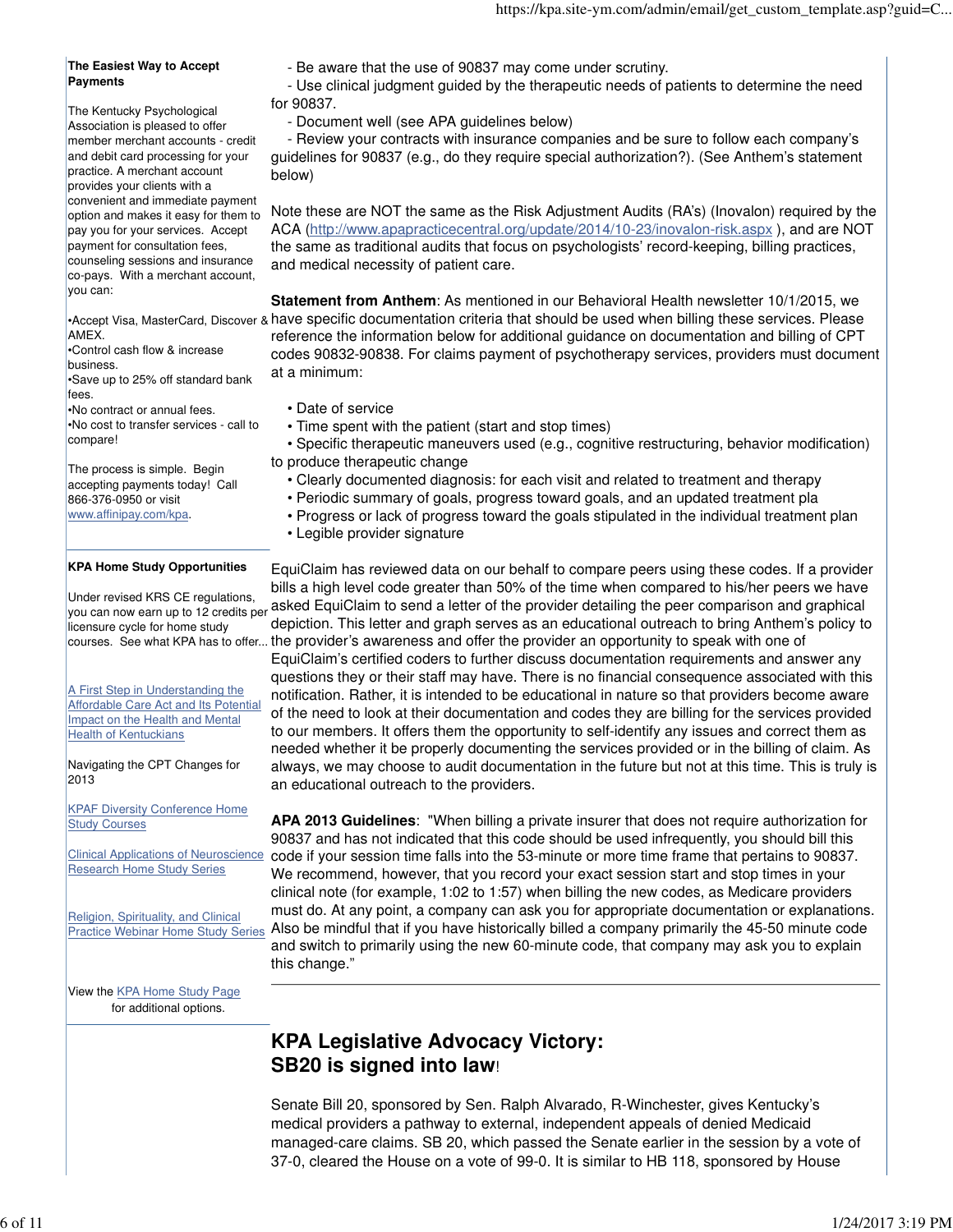- Be aware that the use of 90837 may come under scrutiny.
- Use clinical judgment guided by the therapeutic needs of patients to determine the need for 90837.
- Document well (see APA guidelines below)
- Review your contracts with insurance companies and be sure to follow each company's guidelines for 90837 (e.g., do they require special authorization?). (See Anthem's statement below)

Note these are NOT the same as the Risk Adjustment Audits (RA's) (Inovalon) required by the ACA ([http://www.apapracticecentral.org/update/2014/10-23/inovalon-risk.aspx](http://www.apapracticecentral.org/update/2014/10-23/inovalon-risk.aspx) ), and are NOT the same as traditional audits that focus on psychologists' record-keeping, billing practices, and medical necessity of patient care.

**Statement from Anthem**: As mentioned in our Behavioral Health newsletter 10/1/2015, we have specific documentation criteria that should be used when billing these services. Please reference the information below for additional guidance on documentation and billing of CPT codes 90832-90838. For claims payment of psychotherapy services, providers must document at a minimum:

- Date of service
- Time spent with the patient (start and stop times)
- Specific therapeutic maneuvers used (e.g., cognitive restructuring, behavior modification) to produce therapeutic change
- Clearly documented diagnosis: for each visit and related to treatment and therapy
- Periodic summary of goals, progress toward goals, and an updated treatment pla
- Progress or lack of progress toward the goals stipulated in the individual treatment plan
- Legible provider signature

EquiClaim has reviewed data on our behalf to compare peers using these codes. If a provider bills a high level code greater than 50% of the time when compared to his/her peers we have asked EquiClaim to send a letter of the provider detailing the peer comparison and graphical depiction. This letter and graph serves as an educational outreach to bring Anthem's policy to the provider's awareness and offer the provider an opportunity to speak with one of EquiClaim's certified coders to further discuss documentation requirements and answer any questions they or their staff may have. There is no financial consequence associated with this notification. Rather, it is intended to be educational in nature so that providers become aware of the need to look at their documentation and codes they are billing for the services provided to our members. It offers them the opportunity to self-identify any issues and correct them as needed whether it be properly documenting the services provided or in the billing of claim. As always, we may choose to audit documentation in the future but not at this time. This is truly is an educational outreach to the providers.

**APA 2013 Guidelines**: "When billing a private insurer that does not require authorization for 90837 and has not indicated that this code should be used infrequently, you should bill this code if your session time falls into the 53-minute or more time frame that pertains to 90837. We recommend, however, that you record your exact session start and stop times in your clinical note (for example, 1:02 to 1:57) when billing the new codes, as Medicare providers must do. At any point, a company can ask you for appropriate documentation or explanations. Also be mindful that if you have historically billed a company primarily the 45-50 minute code and switch to primarily using the new 60-minute code, that company may ask you to explain this change."

---

## KPA Legislative Advocacy Victory: SB20 is signed into law!

Senate Bill 20, sponsored by Sen. Ralph Alvarado, R-Winchester, gives Kentucky's medical providers a pathway to external, independent appeals of denied Medicaid managed-care claims. SB 20, which passed the Senate earlier in the session by a vote of 37-0, cleared the House on a vote of 99-0. It is similar to HB 118, sponsored by House

---

**The Easiest Way to Accept Payments**

The Kentucky Psychological Association is pleased to offer member merchant accounts - credit and debit card processing for your practice. A merchant account provides your clients with a convenient and immediate payment option and makes it easy for them to pay you for your services. Accept payment for consultation fees, counseling sessions and insurance co-pays. With a merchant account, you can:

- Accept Visa, MasterCard, Discover & AMEX.
- Control cash flow & increase business.
- Save up to 25% off standard bank fees.
- No contract or annual fees.
- No cost to transfer services - call to compare!

The process is simple. Begin accepting payments today! Call 866-376-0950 or visit [www.affinipay.com/kpa](www.affinipay.com/kpa).

**KPA Home Study Opportunities**

Under revised KRS CE regulations, you can now earn up to 12 credits per licensure cycle for home study courses. See what KPA has to offer...

[A First Step in Understanding the Affordable Care Act and Its Potential Impact on the Health and Mental Health of Kentuckians]()

Navigating the CPT Changes for 2013

[KPAF Diversity Conference Home Study Courses]()

[Clinical Applications of Neuroscience Research Home Study Series]()

[Religion, Spirituality, and Clinical Practice Webinar Home Study Series]()

View the [KPA Home Study Page]() for additional options.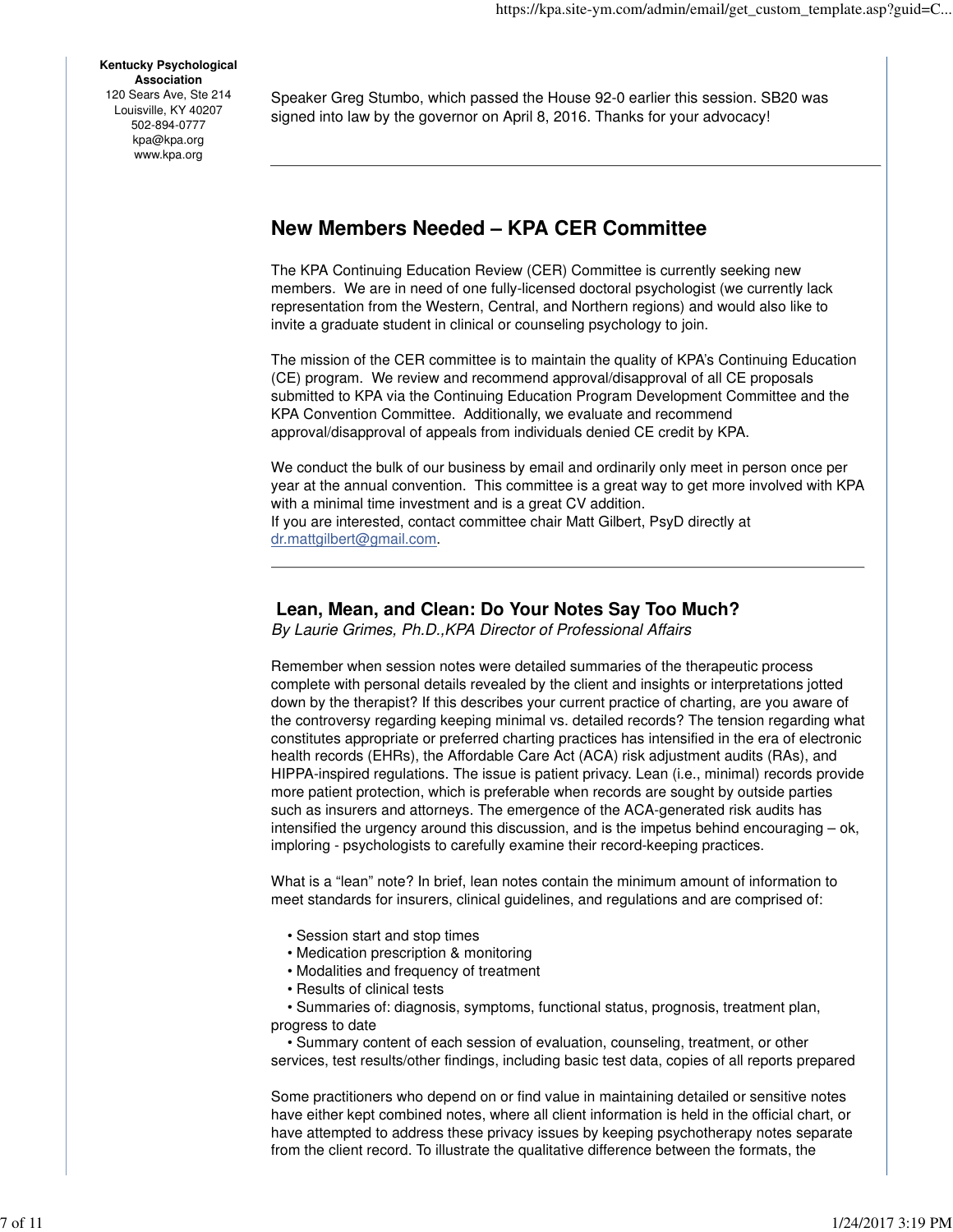**Kentucky Psychological Association**
120 Sears Ave, Ste 214
Louisville, KY 40207
502-894-0777
kpa@kpa.org
www.kpa.org

Speaker Greg Stumbo, which passed the House 92-0 earlier this session. SB20 was signed into law by the governor on April 8, 2016. Thanks for your advocacy!

---

## New Members Needed – KPA CER Committee

The KPA Continuing Education Review (CER) Committee is currently seeking new members. We are in need of one fully-licensed doctoral psychologist (we currently lack representation from the Western, Central, and Northern regions) and would also like to invite a graduate student in clinical or counseling psychology to join.

The mission of the CER committee is to maintain the quality of KPA's Continuing Education (CE) program. We review and recommend approval/disapproval of all CE proposals submitted to KPA via the Continuing Education Program Development Committee and the KPA Convention Committee. Additionally, we evaluate and recommend approval/disapproval of appeals from individuals denied CE credit by KPA.

We conduct the bulk of our business by email and ordinarily only meet in person once per year at the annual convention. This committee is a great way to get more involved with KPA with a minimal time investment and is a great CV addition.
If you are interested, contact committee chair Matt Gilbert, PsyD directly at [dr.mattgilbert@gmail.com](mailto:dr.mattgilbert@gmail.com).

---

## Lean, Mean, and Clean: Do Your Notes Say Too Much?

*By Laurie Grimes, Ph.D.,KPA Director of Professional Affairs*

Remember when session notes were detailed summaries of the therapeutic process complete with personal details revealed by the client and insights or interpretations jotted down by the therapist? If this describes your current practice of charting, are you aware of the controversy regarding keeping minimal vs. detailed records? The tension regarding what constitutes appropriate or preferred charting practices has intensified in the era of electronic health records (EHRs), the Affordable Care Act (ACA) risk adjustment audits (RAs), and HIPPA-inspired regulations. The issue is patient privacy. Lean (i.e., minimal) records provide more patient protection, which is preferable when records are sought by outside parties such as insurers and attorneys. The emergence of the ACA-generated risk audits has intensified the urgency around this discussion, and is the impetus behind encouraging – ok, imploring - psychologists to carefully examine their record-keeping practices.

What is a "lean" note? In brief, lean notes contain the minimum amount of information to meet standards for insurers, clinical guidelines, and regulations and are comprised of:

- Session start and stop times
- Medication prescription & monitoring
- Modalities and frequency of treatment
- Results of clinical tests
- Summaries of: diagnosis, symptoms, functional status, prognosis, treatment plan, progress to date
- Summary content of each session of evaluation, counseling, treatment, or other services, test results/other findings, including basic test data, copies of all reports prepared

Some practitioners who depend on or find value in maintaining detailed or sensitive notes have either kept combined notes, where all client information is held in the official chart, or have attempted to address these privacy issues by keeping psychotherapy notes separate from the client record. To illustrate the qualitative difference between the formats, the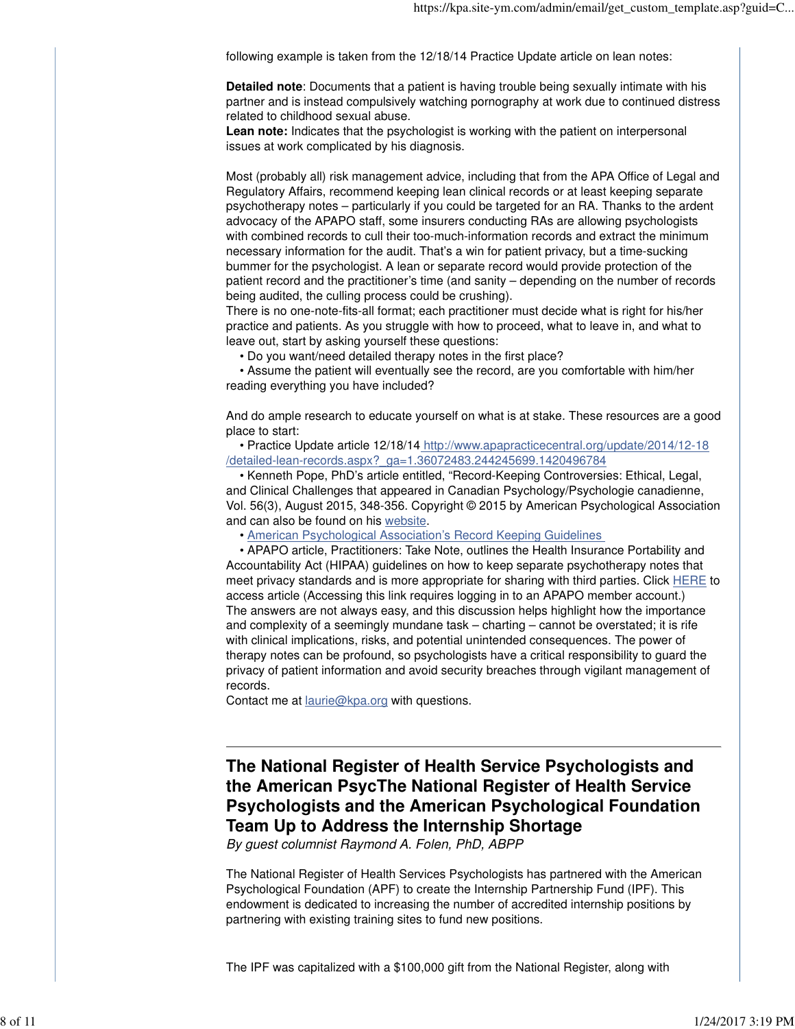following example is taken from the 12/18/14 Practice Update article on lean notes:

**Detailed note**: Documents that a patient is having trouble being sexually intimate with his partner and is instead compulsively watching pornography at work due to continued distress related to childhood sexual abuse.
**Lean note:** Indicates that the psychologist is working with the patient on interpersonal issues at work complicated by his diagnosis.

Most (probably all) risk management advice, including that from the APA Office of Legal and Regulatory Affairs, recommend keeping lean clinical records or at least keeping separate psychotherapy notes – particularly if you could be targeted for an RA. Thanks to the ardent advocacy of the APAPO staff, some insurers conducting RAs are allowing psychologists with combined records to cull their too-much-information records and extract the minimum necessary information for the audit. That's a win for patient privacy, but a time-sucking bummer for the psychologist. A lean or separate record would provide protection of the patient record and the practitioner's time (and sanity – depending on the number of records being audited, the culling process could be crushing).
There is no one-note-fits-all format; each practitioner must decide what is right for his/her practice and patients. As you struggle with how to proceed, what to leave in, and what to leave out, start by asking yourself these questions:

- Do you want/need detailed therapy notes in the first place?
- Assume the patient will eventually see the record, are you comfortable with him/her reading everything you have included?

And do ample research to educate yourself on what is at stake. These resources are a good place to start:

- Practice Update article 12/18/14 http://www.apapracticecentral.org/update/2014/12-18/detailed-lean-records.aspx?_ga=1.36072483.244245699.1420496784
- Kenneth Pope, PhD's article entitled, "Record-Keeping Controversies: Ethical, Legal, and Clinical Challenges that appeared in Canadian Psychology/Psychologie canadienne, Vol. 56(3), August 2015, 348-356. Copyright © 2015 by American Psychological Association and can also be found on his website.
- American Psychological Association's Record Keeping Guidelines
- APAPO article, Practitioners: Take Note, outlines the Health Insurance Portability and Accountability Act (HIPAA) guidelines on how to keep separate psychotherapy notes that meet privacy standards and is more appropriate for sharing with third parties. Click HERE to access article (Accessing this link requires logging in to an APAPO member account.)

The answers are not always easy, and this discussion helps highlight how the importance and complexity of a seemingly mundane task – charting – cannot be overstated; it is rife with clinical implications, risks, and potential unintended consequences. The power of therapy notes can be profound, so psychologists have a critical responsibility to guard the privacy of patient information and avoid security breaches through vigilant management of records.
Contact me at laurie@kpa.org with questions.

---

## The National Register of Health Service Psychologists and the American PsycThe National Register of Health Service Psychologists and the American Psychological Foundation Team Up to Address the Internship Shortage

*By guest columnist Raymond A. Folen, PhD, ABPP*

The National Register of Health Services Psychologists has partnered with the American Psychological Foundation (APF) to create the Internship Partnership Fund (IPF). This endowment is dedicated to increasing the number of accredited internship positions by partnering with existing training sites to fund new positions.

The IPF was capitalized with a $100,000 gift from the National Register, along with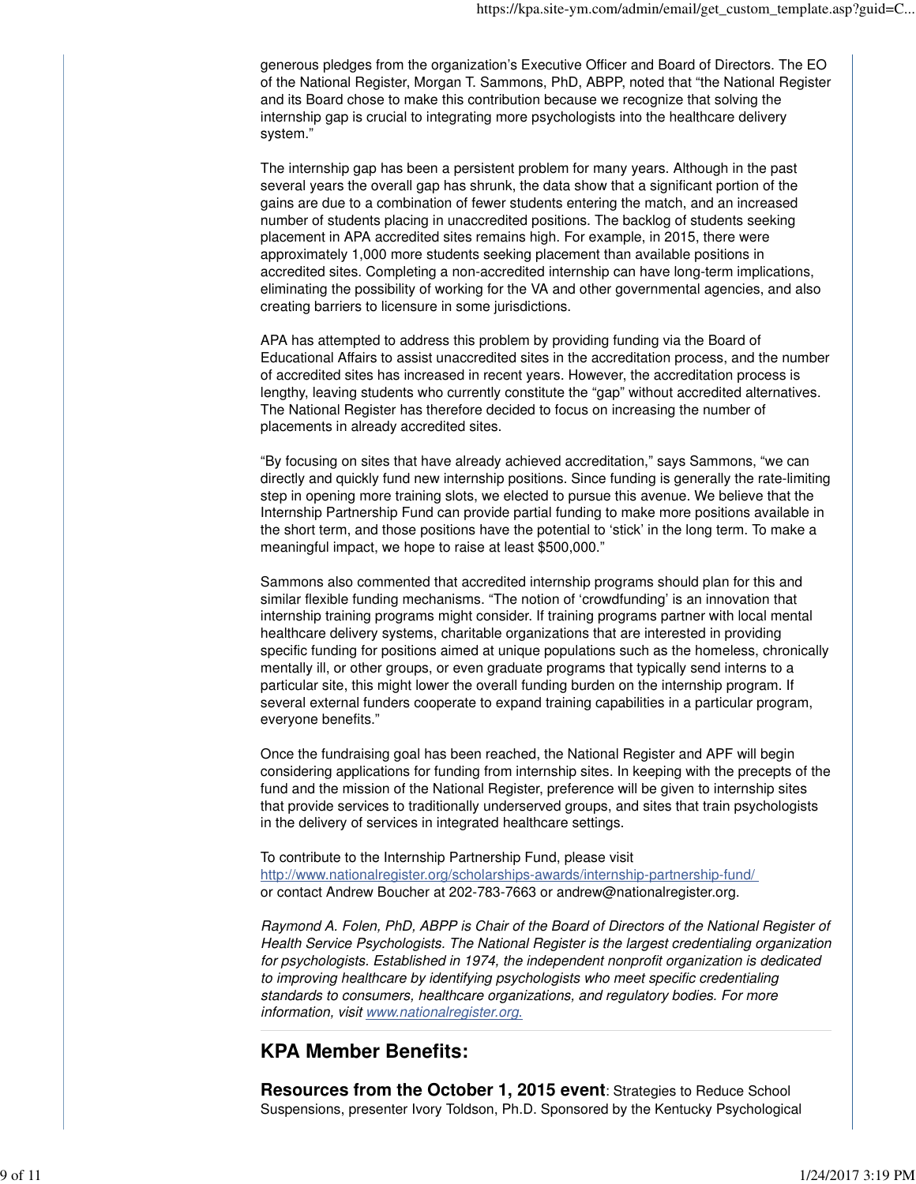generous pledges from the organization's Executive Officer and Board of Directors. The EO of the National Register, Morgan T. Sammons, PhD, ABPP, noted that "the National Register and its Board chose to make this contribution because we recognize that solving the internship gap is crucial to integrating more psychologists into the healthcare delivery system."

The internship gap has been a persistent problem for many years. Although in the past several years the overall gap has shrunk, the data show that a significant portion of the gains are due to a combination of fewer students entering the match, and an increased number of students placing in unaccredited positions. The backlog of students seeking placement in APA accredited sites remains high. For example, in 2015, there were approximately 1,000 more students seeking placement than available positions in accredited sites. Completing a non-accredited internship can have long-term implications, eliminating the possibility of working for the VA and other governmental agencies, and also creating barriers to licensure in some jurisdictions.

APA has attempted to address this problem by providing funding via the Board of Educational Affairs to assist unaccredited sites in the accreditation process, and the number of accredited sites has increased in recent years. However, the accreditation process is lengthy, leaving students who currently constitute the "gap" without accredited alternatives. The National Register has therefore decided to focus on increasing the number of placements in already accredited sites.

"By focusing on sites that have already achieved accreditation," says Sammons, "we can directly and quickly fund new internship positions. Since funding is generally the rate-limiting step in opening more training slots, we elected to pursue this avenue. We believe that the Internship Partnership Fund can provide partial funding to make more positions available in the short term, and those positions have the potential to 'stick' in the long term. To make a meaningful impact, we hope to raise at least $500,000."

Sammons also commented that accredited internship programs should plan for this and similar flexible funding mechanisms. "The notion of 'crowdfunding' is an innovation that internship training programs might consider. If training programs partner with local mental healthcare delivery systems, charitable organizations that are interested in providing specific funding for positions aimed at unique populations such as the homeless, chronically mentally ill, or other groups, or even graduate programs that typically send interns to a particular site, this might lower the overall funding burden on the internship program. If several external funders cooperate to expand training capabilities in a particular program, everyone benefits."

Once the fundraising goal has been reached, the National Register and APF will begin considering applications for funding from internship sites. In keeping with the precepts of the fund and the mission of the National Register, preference will be given to internship sites that provide services to traditionally underserved groups, and sites that train psychologists in the delivery of services in integrated healthcare settings.

To contribute to the Internship Partnership Fund, please visit
http://www.nationalregister.org/scholarships-awards/internship-partnership-fund/
or contact Andrew Boucher at 202-783-7663 or andrew@nationalregister.org.

*Raymond A. Folen, PhD, ABPP is Chair of the Board of Directors of the National Register of Health Service Psychologists. The National Register is the largest credentialing organization for psychologists. Established in 1974, the independent nonprofit organization is dedicated to improving healthcare by identifying psychologists who meet specific credentialing standards to consumers, healthcare organizations, and regulatory bodies. For more information, visit www.nationalregister.org.*

---

## KPA Member Benefits:

**Resources from the October 1, 2015 event**: Strategies to Reduce School Suspensions, presenter Ivory Toldson, Ph.D. Sponsored by the Kentucky Psychological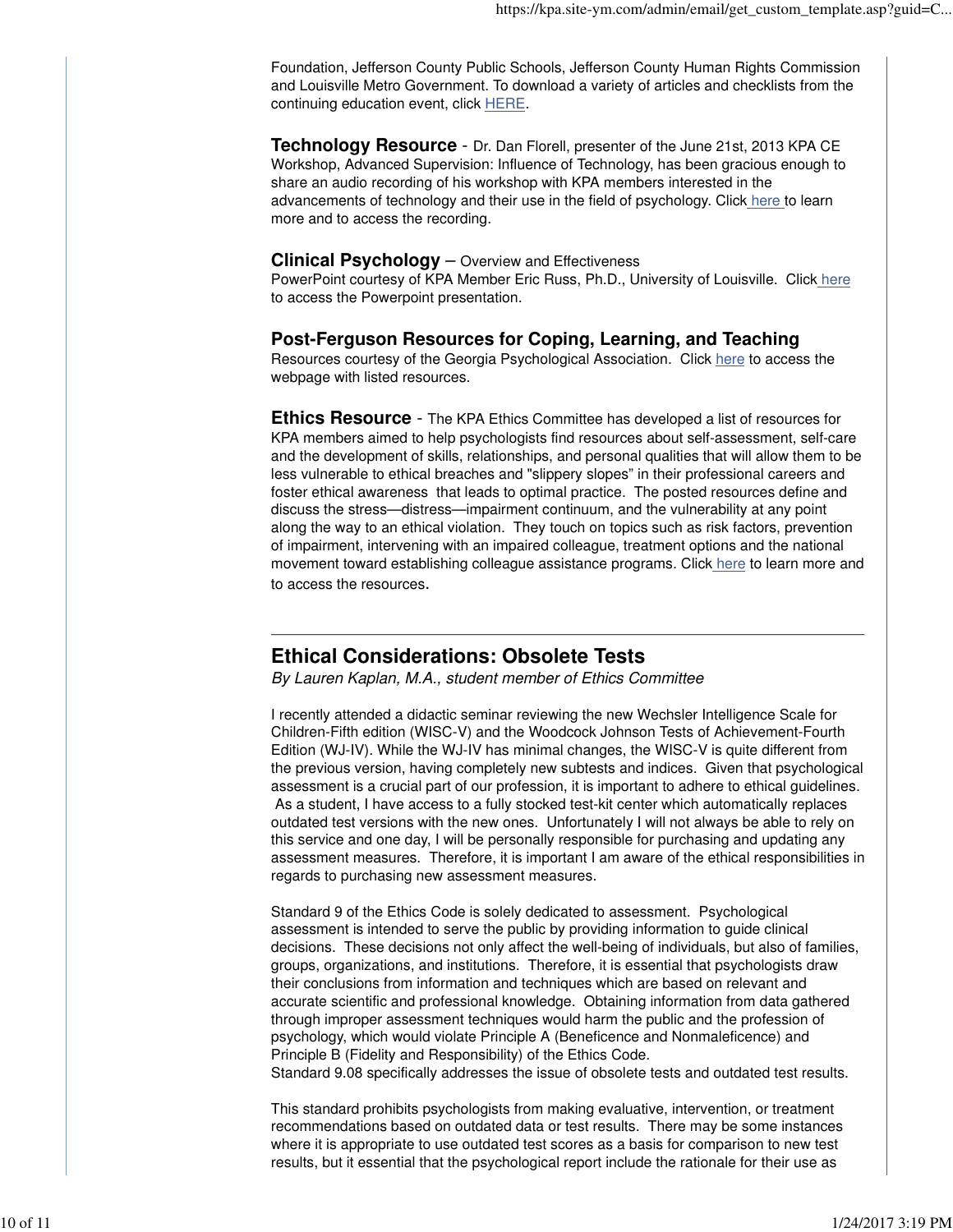Foundation, Jefferson County Public Schools, Jefferson County Human Rights Commission and Louisville Metro Government. To download a variety of articles and checklists from the continuing education event, click HERE.

**Technology Resource** - Dr. Dan Florell, presenter of the June 21st, 2013 KPA CE Workshop, Advanced Supervision: Influence of Technology, has been gracious enough to share an audio recording of his workshop with KPA members interested in the advancements of technology and their use in the field of psychology. Click here to learn more and to access the recording.

**Clinical Psychology** – Overview and Effectiveness
PowerPoint courtesy of KPA Member Eric Russ, Ph.D., University of Louisville. Click here to access the Powerpoint presentation.

**Post-Ferguson Resources for Coping, Learning, and Teaching**
Resources courtesy of the Georgia Psychological Association. Click here to access the webpage with listed resources.

**Ethics Resource** - The KPA Ethics Committee has developed a list of resources for KPA members aimed to help psychologists find resources about self-assessment, self-care and the development of skills, relationships, and personal qualities that will allow them to be less vulnerable to ethical breaches and "slippery slopes" in their professional careers and foster ethical awareness that leads to optimal practice. The posted resources define and discuss the stress—distress—impairment continuum, and the vulnerability at any point along the way to an ethical violation. They touch on topics such as risk factors, prevention of impairment, intervening with an impaired colleague, treatment options and the national movement toward establishing colleague assistance programs. Click here to learn more and to access the resources.

---

## Ethical Considerations: Obsolete Tests

*By Lauren Kaplan, M.A., student member of Ethics Committee*

I recently attended a didactic seminar reviewing the new Wechsler Intelligence Scale for Children-Fifth edition (WISC-V) and the Woodcock Johnson Tests of Achievement-Fourth Edition (WJ-IV). While the WJ-IV has minimal changes, the WISC-V is quite different from the previous version, having completely new subtests and indices. Given that psychological assessment is a crucial part of our profession, it is important to adhere to ethical guidelines. As a student, I have access to a fully stocked test-kit center which automatically replaces outdated test versions with the new ones. Unfortunately I will not always be able to rely on this service and one day, I will be personally responsible for purchasing and updating any assessment measures. Therefore, it is important I am aware of the ethical responsibilities in regards to purchasing new assessment measures.

Standard 9 of the Ethics Code is solely dedicated to assessment. Psychological assessment is intended to serve the public by providing information to guide clinical decisions. These decisions not only affect the well-being of individuals, but also of families, groups, organizations, and institutions. Therefore, it is essential that psychologists draw their conclusions from information and techniques which are based on relevant and accurate scientific and professional knowledge. Obtaining information from data gathered through improper assessment techniques would harm the public and the profession of psychology, which would violate Principle A (Beneficence and Nonmaleficence) and Principle B (Fidelity and Responsibility) of the Ethics Code.
Standard 9.08 specifically addresses the issue of obsolete tests and outdated test results.

This standard prohibits psychologists from making evaluative, intervention, or treatment recommendations based on outdated data or test results. There may be some instances where it is appropriate to use outdated test scores as a basis for comparison to new test results, but it essential that the psychological report include the rationale for their use as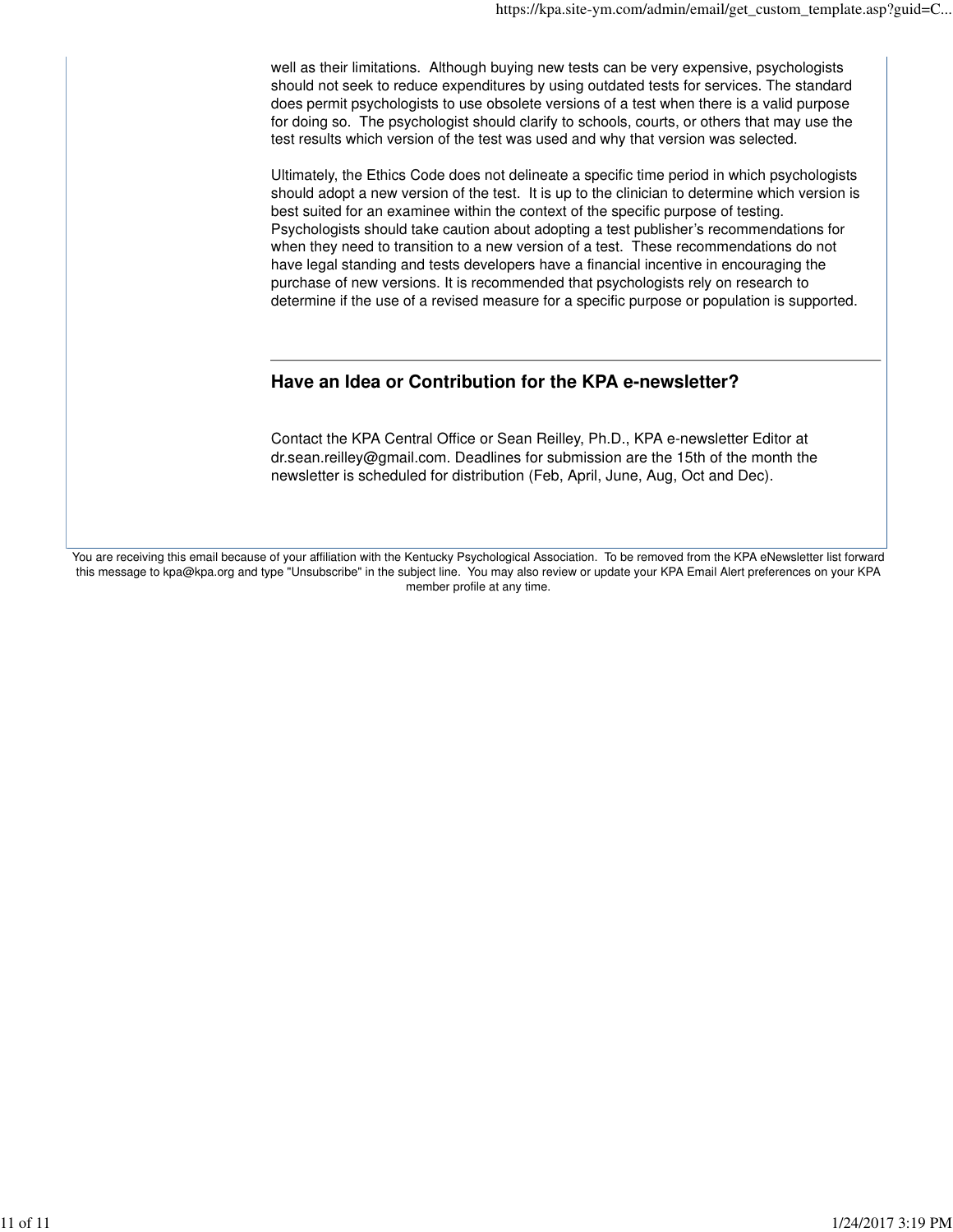well as their limitations. Although buying new tests can be very expensive, psychologists should not seek to reduce expenditures by using outdated tests for services. The standard does permit psychologists to use obsolete versions of a test when there is a valid purpose for doing so. The psychologist should clarify to schools, courts, or others that may use the test results which version of the test was used and why that version was selected.

Ultimately, the Ethics Code does not delineate a specific time period in which psychologists should adopt a new version of the test. It is up to the clinician to determine which version is best suited for an examinee within the context of the specific purpose of testing. Psychologists should take caution about adopting a test publisher's recommendations for when they need to transition to a new version of a test. These recommendations do not have legal standing and tests developers have a financial incentive in encouraging the purchase of new versions. It is recommended that psychologists rely on research to determine if the use of a revised measure for a specific purpose or population is supported.

---

## Have an Idea or Contribution for the KPA e-newsletter?

Contact the KPA Central Office or Sean Reilley, Ph.D., KPA e-newsletter Editor at dr.sean.reilley@gmail.com. Deadlines for submission are the 15th of the month the newsletter is scheduled for distribution (Feb, April, June, Aug, Oct and Dec).

You are receiving this email because of your affiliation with the Kentucky Psychological Association. To be removed from the KPA eNewsletter list forward this message to kpa@kpa.org and type "Unsubscribe" in the subject line. You may also review or update your KPA Email Alert preferences on your KPA member profile at any time.